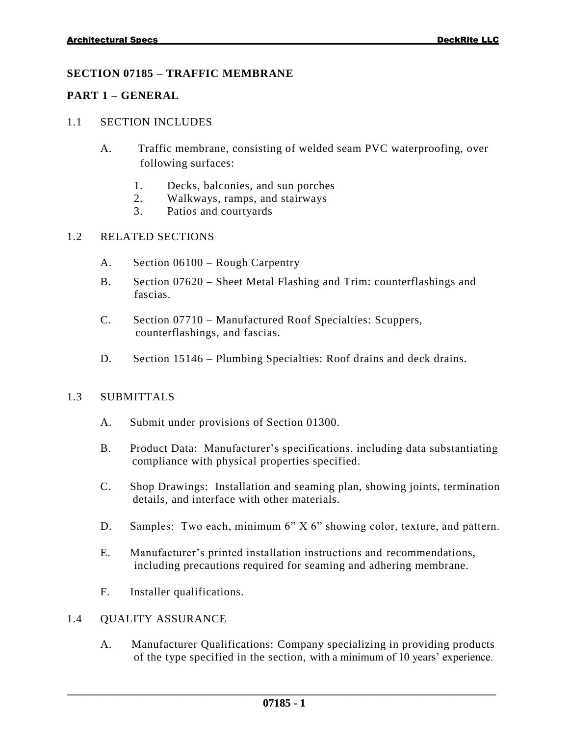## SECTION 07185 – TRAFFIC MEMBRANE

## PART 1 – GENERAL

### 1.1 SECTION INCLUDES

A. Traffic membrane, consisting of welded seam PVC waterproofing, over following surfaces:

1. Decks, balconies, and sun porches
2. Walkways, ramps, and stairways
3. Patios and courtyards

### 1.2 RELATED SECTIONS

A. Section 06100 – Rough Carpentry

B. Section 07620 – Sheet Metal Flashing and Trim: counterflashings and fascias.

C. Section 07710 – Manufactured Roof Specialties: Scuppers, counterflashings, and fascias.

D. Section 15146 – Plumbing Specialties: Roof drains and deck drains.

### 1.3 SUBMITTALS

A. Submit under provisions of Section 01300.

B. Product Data: Manufacturer's specifications, including data substantiating compliance with physical properties specified.

C. Shop Drawings: Installation and seaming plan, showing joints, termination details, and interface with other materials.

D. Samples: Two each, minimum 6" X 6" showing color, texture, and pattern.

E. Manufacturer's printed installation instructions and recommendations, including precautions required for seaming and adhering membrane.

F. Installer qualifications.

### 1.4 QUALITY ASSURANCE

A. Manufacturer Qualifications: Company specializing in providing products of the type specified in the section, with a minimum of 10 years' experience.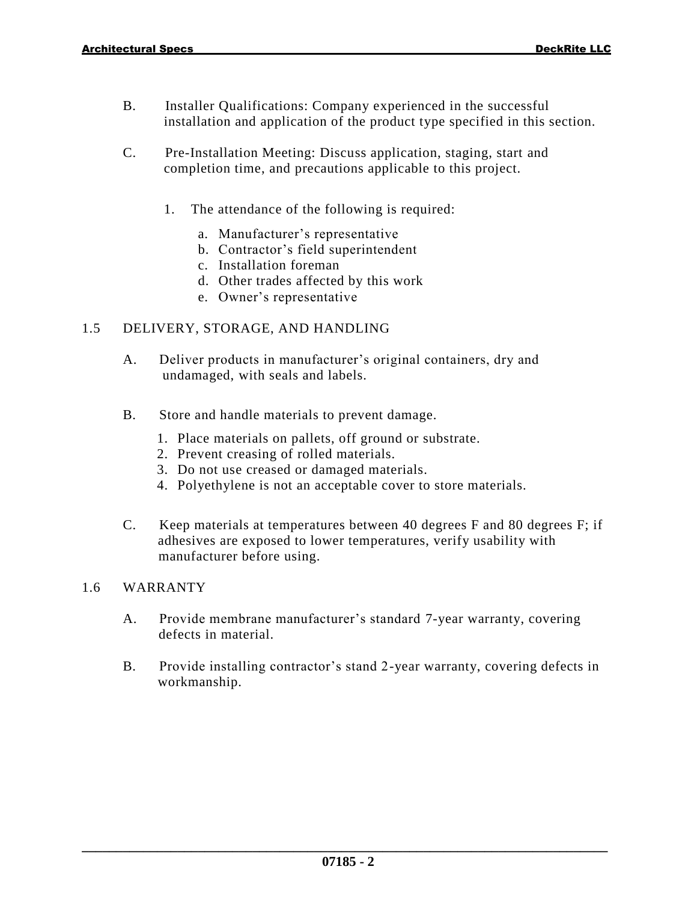B. Installer Qualifications: Company experienced in the successful installation and application of the product type specified in this section.

C. Pre-Installation Meeting: Discuss application, staging, start and completion time, and precautions applicable to this project.

   1. The attendance of the following is required:

      a. Manufacturer’s representative
      b. Contractor’s field superintendent
      c. Installation foreman
      d. Other trades affected by this work
      e. Owner’s representative

## 1.5 DELIVERY, STORAGE, AND HANDLING

A. Deliver products in manufacturer’s original containers, dry and undamaged, with seals and labels.

B. Store and handle materials to prevent damage.

   1. Place materials on pallets, off ground or substrate.
   2. Prevent creasing of rolled materials.
   3. Do not use creased or damaged materials.
   4. Polyethylene is not an acceptable cover to store materials.

C. Keep materials at temperatures between 40 degrees F and 80 degrees F; if adhesives are exposed to lower temperatures, verify usability with manufacturer before using.

## 1.6 WARRANTY

A. Provide membrane manufacturer’s standard 7-year warranty, covering defects in material.

B. Provide installing contractor’s stand 2-year warranty, covering defects in workmanship.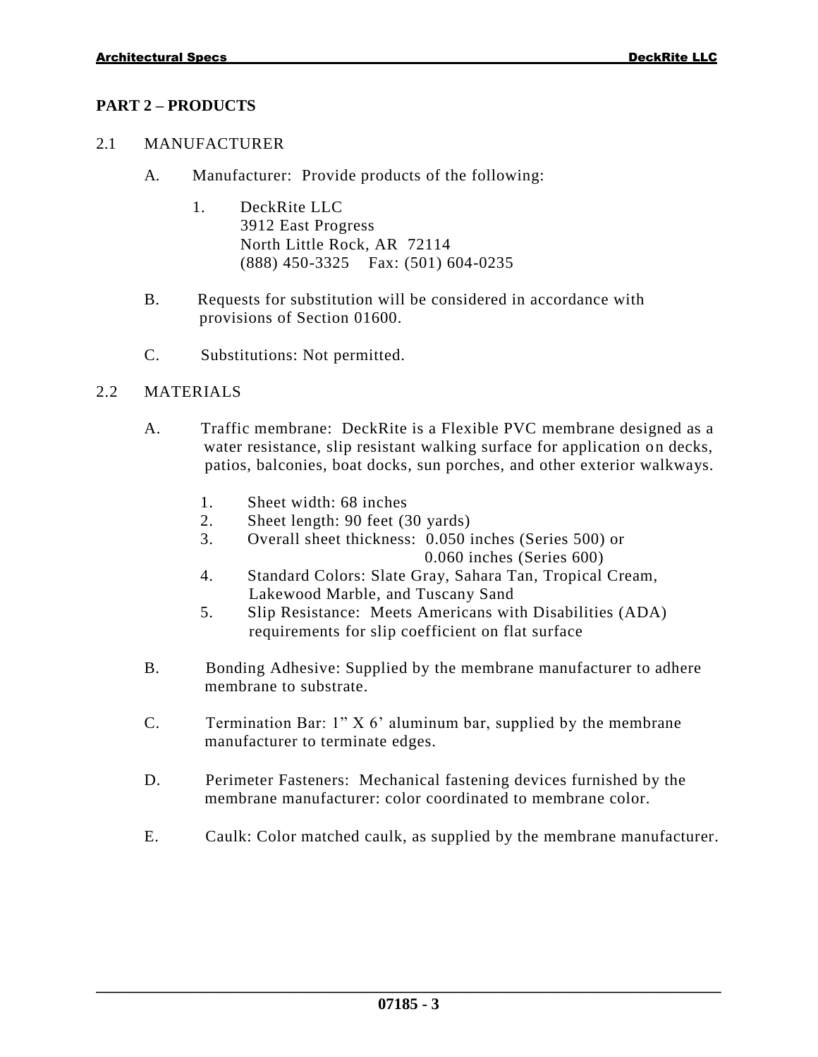## PART 2 – PRODUCTS

### 2.1 MANUFACTURER

A. Manufacturer: Provide products of the following:

1. DeckRite LLC
   3912 East Progress
   North Little Rock, AR 72114
   (888) 450-3325 Fax: (501) 604-0235

B. Requests for substitution will be considered in accordance with provisions of Section 01600.

C. Substitutions: Not permitted.

### 2.2 MATERIALS

A. Traffic membrane: DeckRite is a Flexible PVC membrane designed as a water resistance, slip resistant walking surface for application on decks, patios, balconies, boat docks, sun porches, and other exterior walkways.

1. Sheet width: 68 inches
2. Sheet length: 90 feet (30 yards)
3. Overall sheet thickness: 0.050 inches (Series 500) or
   0.060 inches (Series 600)
4. Standard Colors: Slate Gray, Sahara Tan, Tropical Cream, Lakewood Marble, and Tuscany Sand
5. Slip Resistance: Meets Americans with Disabilities (ADA) requirements for slip coefficient on flat surface

B. Bonding Adhesive: Supplied by the membrane manufacturer to adhere membrane to substrate.

C. Termination Bar: 1” X 6’ aluminum bar, supplied by the membrane manufacturer to terminate edges.

D. Perimeter Fasteners: Mechanical fastening devices furnished by the membrane manufacturer: color coordinated to membrane color.

E. Caulk: Color matched caulk, as supplied by the membrane manufacturer.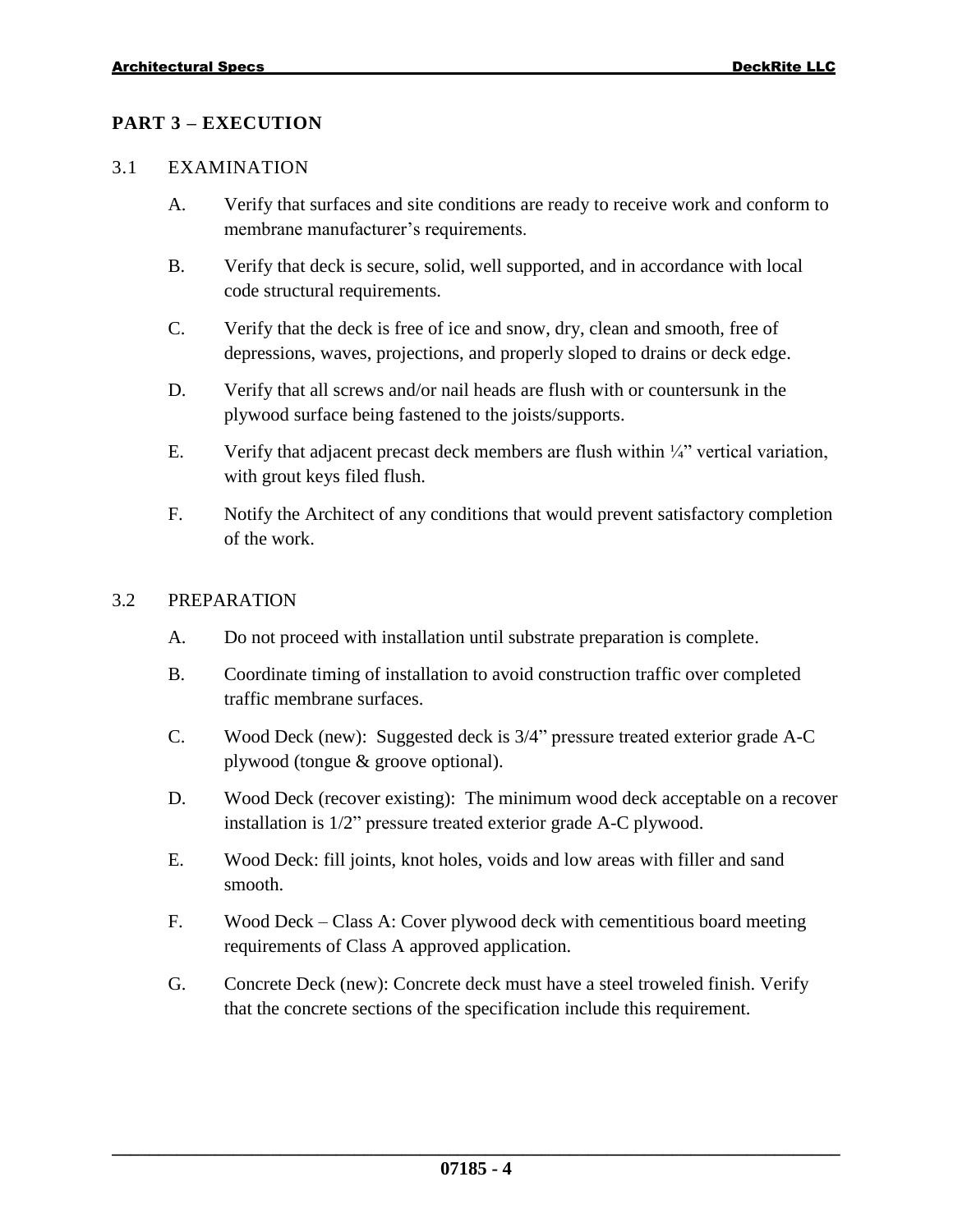## PART 3 – EXECUTION

### 3.1 EXAMINATION

A. Verify that surfaces and site conditions are ready to receive work and conform to membrane manufacturer's requirements.

B. Verify that deck is secure, solid, well supported, and in accordance with local code structural requirements.

C. Verify that the deck is free of ice and snow, dry, clean and smooth, free of depressions, waves, projections, and properly sloped to drains or deck edge.

D. Verify that all screws and/or nail heads are flush with or countersunk in the plywood surface being fastened to the joists/supports.

E. Verify that adjacent precast deck members are flush within ¼" vertical variation, with grout keys filed flush.

F. Notify the Architect of any conditions that would prevent satisfactory completion of the work.

### 3.2 PREPARATION

A. Do not proceed with installation until substrate preparation is complete.

B. Coordinate timing of installation to avoid construction traffic over completed traffic membrane surfaces.

C. Wood Deck (new): Suggested deck is 3/4" pressure treated exterior grade A-C plywood (tongue & groove optional).

D. Wood Deck (recover existing): The minimum wood deck acceptable on a recover installation is 1/2" pressure treated exterior grade A-C plywood.

E. Wood Deck: fill joints, knot holes, voids and low areas with filler and sand smooth.

F. Wood Deck – Class A: Cover plywood deck with cementitious board meeting requirements of Class A approved application.

G. Concrete Deck (new): Concrete deck must have a steel troweled finish. Verify that the concrete sections of the specification include this requirement.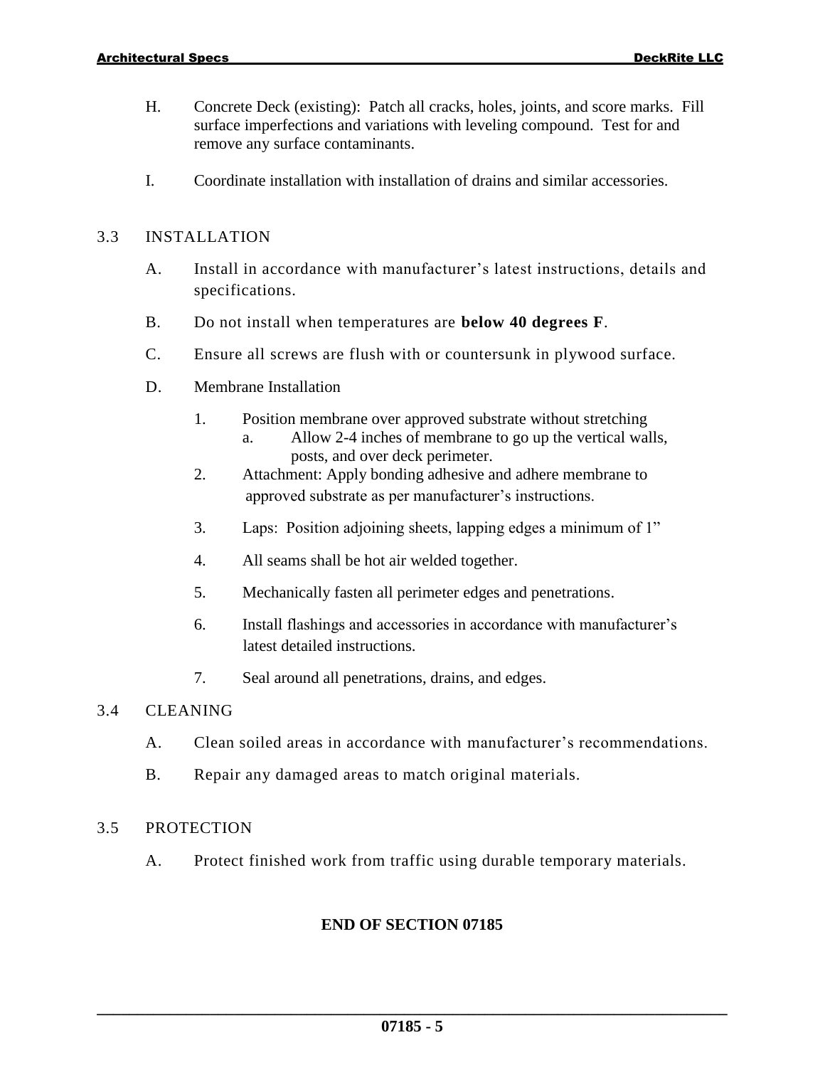H. Concrete Deck (existing): Patch all cracks, holes, joints, and score marks. Fill surface imperfections and variations with leveling compound. Test for and remove any surface contaminants.

I. Coordinate installation with installation of drains and similar accessories.

## 3.3 INSTALLATION

A. Install in accordance with manufacturer's latest instructions, details and specifications.

B. Do not install when temperatures are **below 40 degrees F**.

C. Ensure all screws are flush with or countersunk in plywood surface.

D. Membrane Installation

1. Position membrane over approved substrate without stretching
   a. Allow 2-4 inches of membrane to go up the vertical walls, posts, and over deck perimeter.
2. Attachment: Apply bonding adhesive and adhere membrane to approved substrate as per manufacturer's instructions.
3. Laps: Position adjoining sheets, lapping edges a minimum of 1"
4. All seams shall be hot air welded together.
5. Mechanically fasten all perimeter edges and penetrations.
6. Install flashings and accessories in accordance with manufacturer's latest detailed instructions.
7. Seal around all penetrations, drains, and edges.

## 3.4 CLEANING

A. Clean soiled areas in accordance with manufacturer's recommendations.

B. Repair any damaged areas to match original materials.

## 3.5 PROTECTION

A. Protect finished work from traffic using durable temporary materials.

**END OF SECTION 07185**